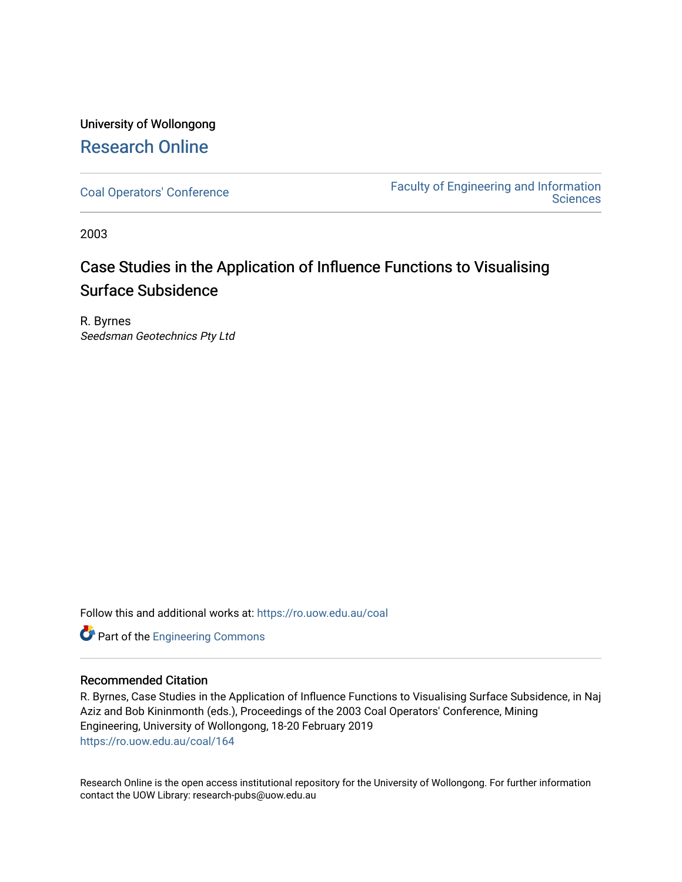University of Wollongong

# Research Online

Coal Operators' Conference

Faculty of Engineering and Information Sciences

2003

## Case Studies in the Application of Influence Functions to Visualising Surface Subsidence

R. Byrnes
*Seedsman Geotechnics Pty Ltd*

Follow this and additional works at: https://ro.uow.edu.au/coal

Part of the Engineering Commons

### Recommended Citation

R. Byrnes, Case Studies in the Application of Influence Functions to Visualising Surface Subsidence, in Naj Aziz and Bob Kininmonth (eds.), Proceedings of the 2003 Coal Operators' Conference, Mining Engineering, University of Wollongong, 18-20 February 2019
https://ro.uow.edu.au/coal/164

Research Online is the open access institutional repository for the University of Wollongong. For further information contact the UOW Library: research-pubs@uow.edu.au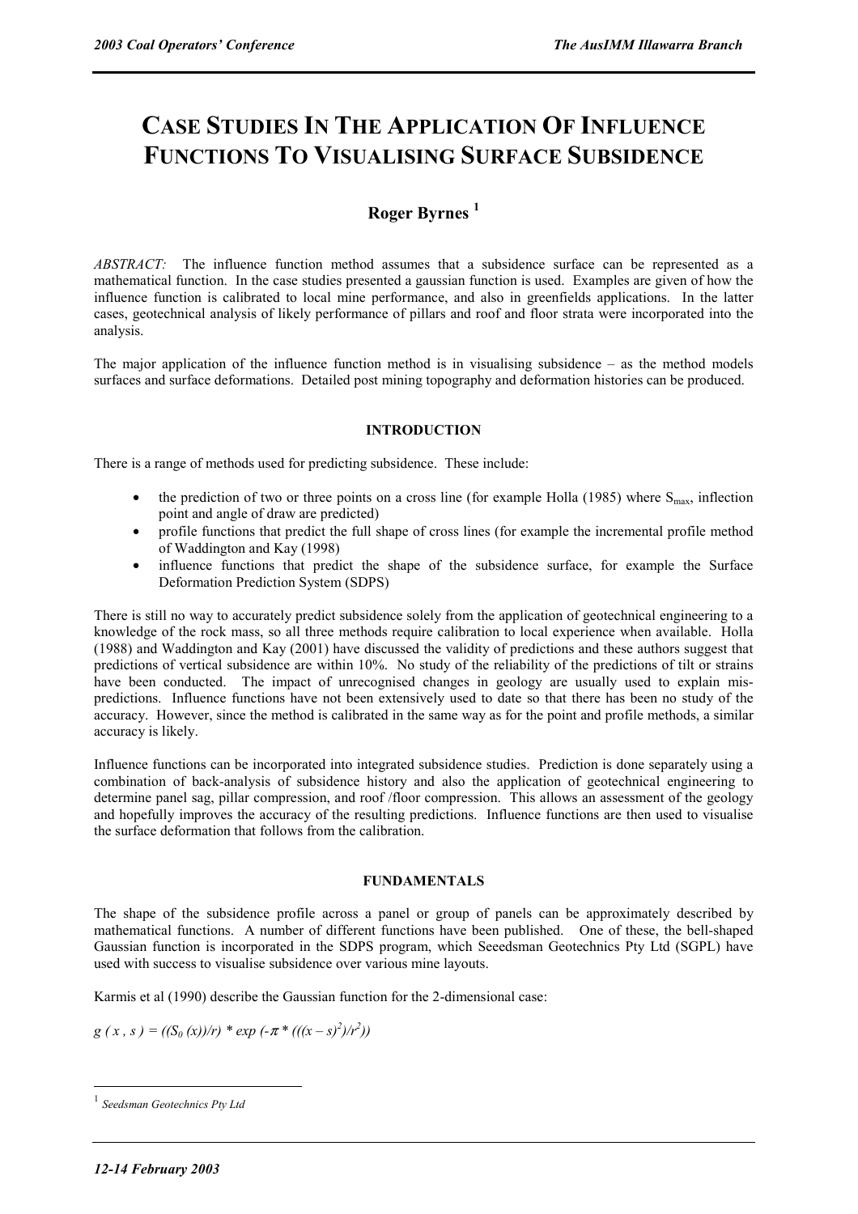# CASE STUDIES IN THE APPLICATION OF INFLUENCE FUNCTIONS TO VISUALISING SURFACE SUBSIDENCE

## Roger Byrnes [1]

*ABSTRACT:* The influence function method assumes that a subsidence surface can be represented as a mathematical function. In the case studies presented a gaussian function is used. Examples are given of how the influence function is calibrated to local mine performance, and also in greenfields applications. In the latter cases, geotechnical analysis of likely performance of pillars and roof and floor strata were incorporated into the analysis.

The major application of the influence function method is in visualising subsidence – as the method models surfaces and surface deformations. Detailed post mining topography and deformation histories can be produced.

### INTRODUCTION

There is a range of methods used for predicting subsidence. These include:

- the prediction of two or three points on a cross line (for example Holla (1985) where $S_{max}$, inflection point and angle of draw are predicted)
- profile functions that predict the full shape of cross lines (for example the incremental profile method of Waddington and Kay (1998)
- influence functions that predict the shape of the subsidence surface, for example the Surface Deformation Prediction System (SDPS)

There is still no way to accurately predict subsidence solely from the application of geotechnical engineering to a knowledge of the rock mass, so all three methods require calibration to local experience when available. Holla (1988) and Waddington and Kay (2001) have discussed the validity of predictions and these authors suggest that predictions of vertical subsidence are within 10%. No study of the reliability of the predictions of tilt or strains have been conducted. The impact of unrecognised changes in geology are usually used to explain mis-predictions. Influence functions have not been extensively used to date so that there has been no study of the accuracy. However, since the method is calibrated in the same way as for the point and profile methods, a similar accuracy is likely.

Influence functions can be incorporated into integrated subsidence studies. Prediction is done separately using a combination of back-analysis of subsidence history and also the application of geotechnical engineering to determine panel sag, pillar compression, and roof /floor compression. This allows an assessment of the geology and hopefully improves the accuracy of the resulting predictions. Influence functions are then used to visualise the surface deformation that follows from the calibration.

### FUNDAMENTALS

The shape of the subsidence profile across a panel or group of panels can be approximately described by mathematical functions. A number of different functions have been published. One of these, the bell-shaped Gaussian function is incorporated in the SDPS program, which Seeedsman Geotechnics Pty Ltd (SGPL) have used with success to visualise subsidence over various mine layouts.

Karmis et al (1990) describe the Gaussian function for the 2-dimensional case:

$$g(x, s) = ((S_0(x))/r) * \exp(-\pi * (((x - s)^2)/r^2))$$

[1] *Seedsman Geotechnics Pty Ltd*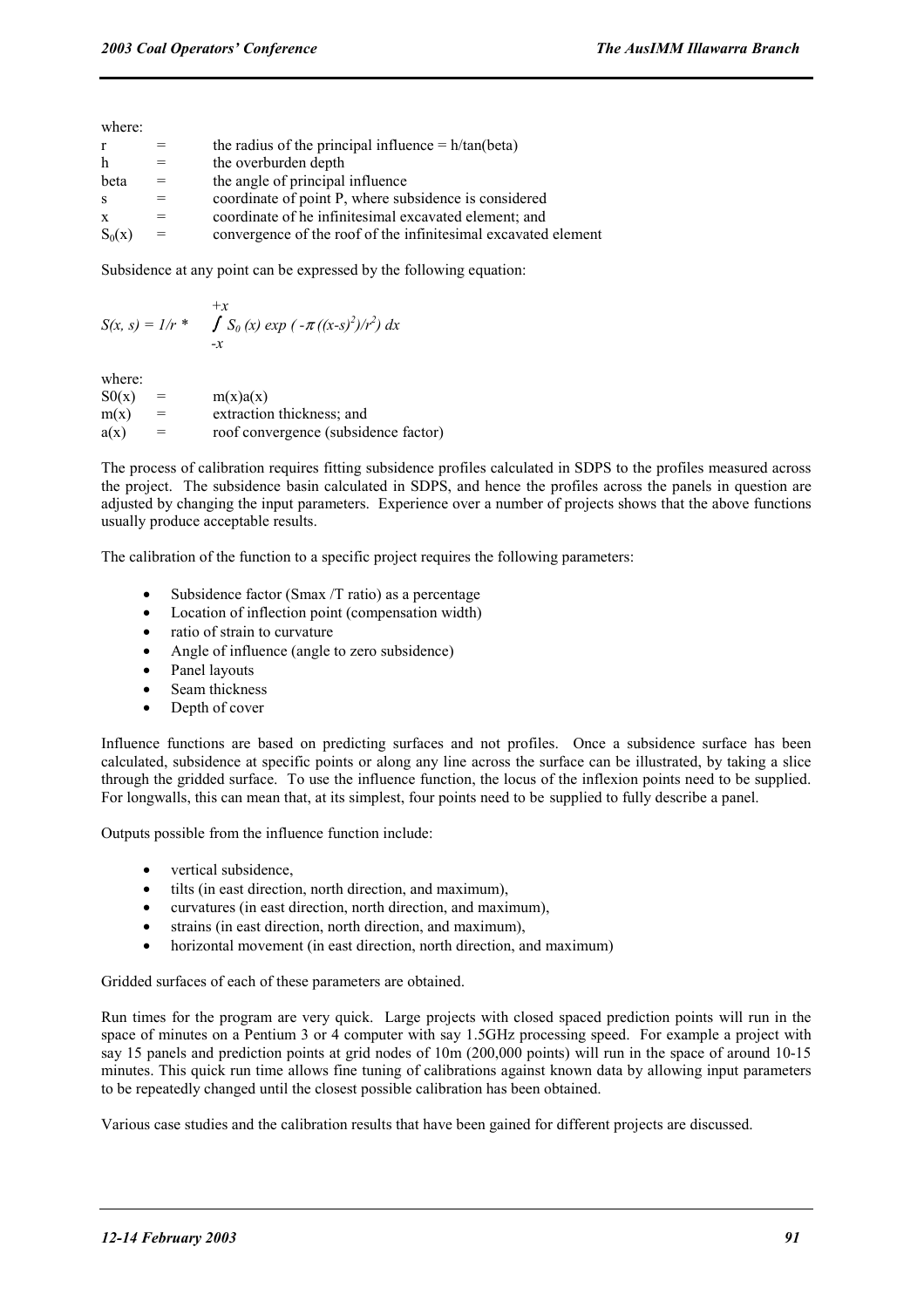where:

| | | |
|---|---|---|
| r | = | the radius of the principal influence = h/tan(beta) |
| h | = | the overburden depth |
| beta | = | the angle of principal influence |
| s | = | coordinate of point P, where subsidence is considered |
| x | = | coordinate of he infinitesimal excavated element; and |
| $S_0(x)$ | = | convergence of the roof of the infinitesimal excavated element |

Subsidence at any point can be expressed by the following equation:

$$S(x, s) = 1/r * \int_{-x}^{+x} S_0(x) \exp(-\pi((x-s)^2)/r^2)\, dx$$

where:

| | | |
|---|---|---|
| S0(x) | = | m(x)a(x) |
| m(x) | = | extraction thickness; and |
| a(x) | = | roof convergence (subsidence factor) |

The process of calibration requires fitting subsidence profiles calculated in SDPS to the profiles measured across the project. The subsidence basin calculated in SDPS, and hence the profiles across the panels in question are adjusted by changing the input parameters. Experience over a number of projects shows that the above functions usually produce acceptable results.

The calibration of the function to a specific project requires the following parameters:

- Subsidence factor (Smax /T ratio) as a percentage
- Location of inflection point (compensation width)
- ratio of strain to curvature
- Angle of influence (angle to zero subsidence)
- Panel layouts
- Seam thickness
- Depth of cover

Influence functions are based on predicting surfaces and not profiles. Once a subsidence surface has been calculated, subsidence at specific points or along any line across the surface can be illustrated, by taking a slice through the gridded surface. To use the influence function, the locus of the inflexion points need to be supplied. For longwalls, this can mean that, at its simplest, four points need to be supplied to fully describe a panel.

Outputs possible from the influence function include:

- vertical subsidence,
- tilts (in east direction, north direction, and maximum),
- curvatures (in east direction, north direction, and maximum),
- strains (in east direction, north direction, and maximum),
- horizontal movement (in east direction, north direction, and maximum)

Gridded surfaces of each of these parameters are obtained.

Run times for the program are very quick. Large projects with closed spaced prediction points will run in the space of minutes on a Pentium 3 or 4 computer with say 1.5GHz processing speed. For example a project with say 15 panels and prediction points at grid nodes of 10m (200,000 points) will run in the space of around 10-15 minutes. This quick run time allows fine tuning of calibrations against known data by allowing input parameters to be repeatedly changed until the closest possible calibration has been obtained.

Various case studies and the calibration results that have been gained for different projects are discussed.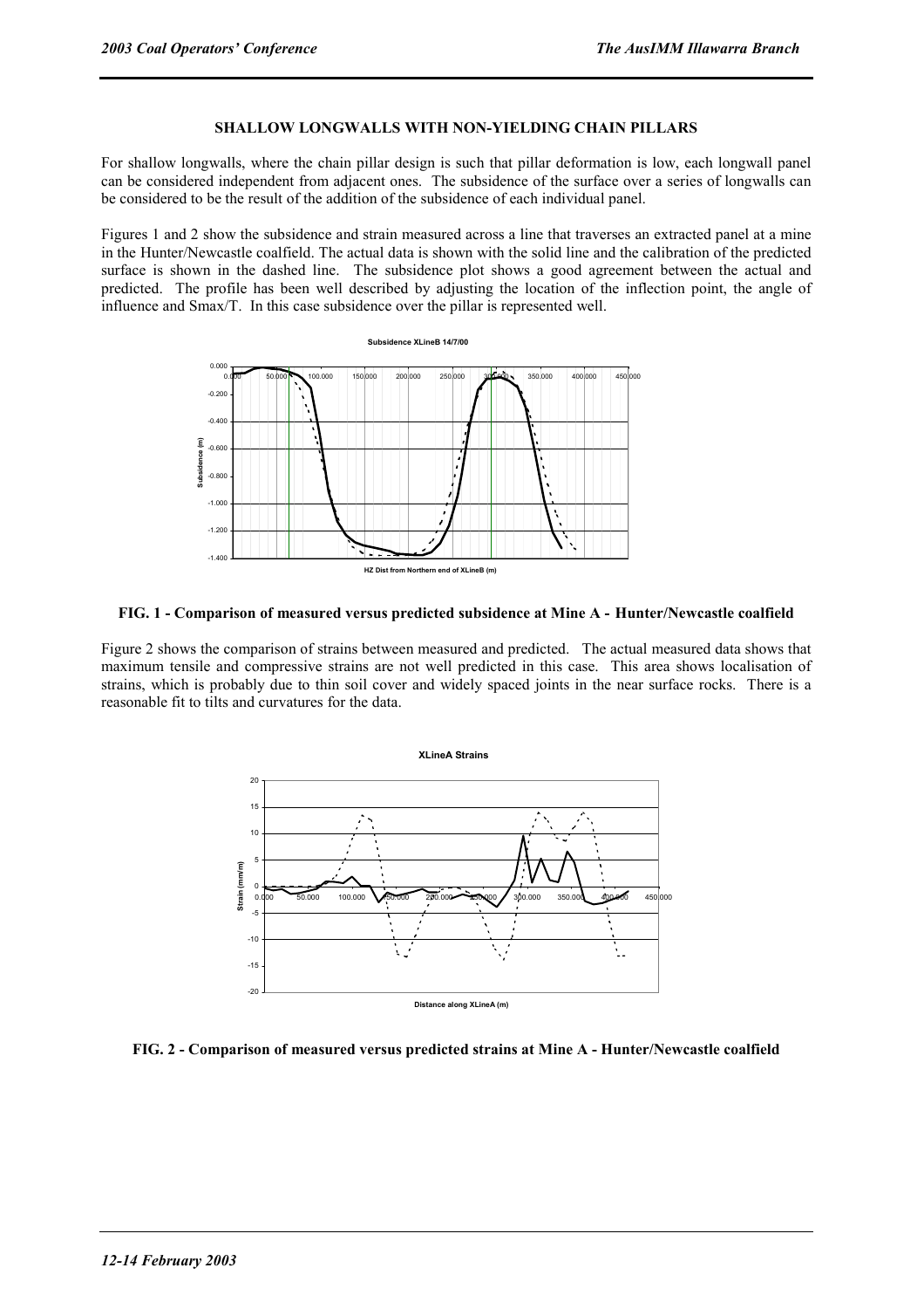### SHALLOW LONGWALLS WITH NON-YIELDING CHAIN PILLARS

For shallow longwalls, where the chain pillar design is such that pillar deformation is low, each longwall panel can be considered independent from adjacent ones. The subsidence of the surface over a series of longwalls can be considered to be the result of the addition of the subsidence of each individual panel.

Figures 1 and 2 show the subsidence and strain measured across a line that traverses an extracted panel at a mine in the Hunter/Newcastle coalfield. The actual data is shown with the solid line and the calibration of the predicted surface is shown in the dashed line. The subsidence plot shows a good agreement between the actual and predicted. The profile has been well described by adjusting the location of the inflection point, the angle of influence and Smax/T. In this case subsidence over the pillar is represented well.

**FIG. 1 - Comparison of measured versus predicted subsidence at Mine A - Hunter/Newcastle coalfield**

Figure 2 shows the comparison of strains between measured and predicted. The actual measured data shows that maximum tensile and compressive strains are not well predicted in this case. This area shows localisation of strains, which is probably due to thin soil cover and widely spaced joints in the near surface rocks. There is a reasonable fit to tilts and curvatures for the data.

**FIG. 2 - Comparison of measured versus predicted strains at Mine A - Hunter/Newcastle coalfield**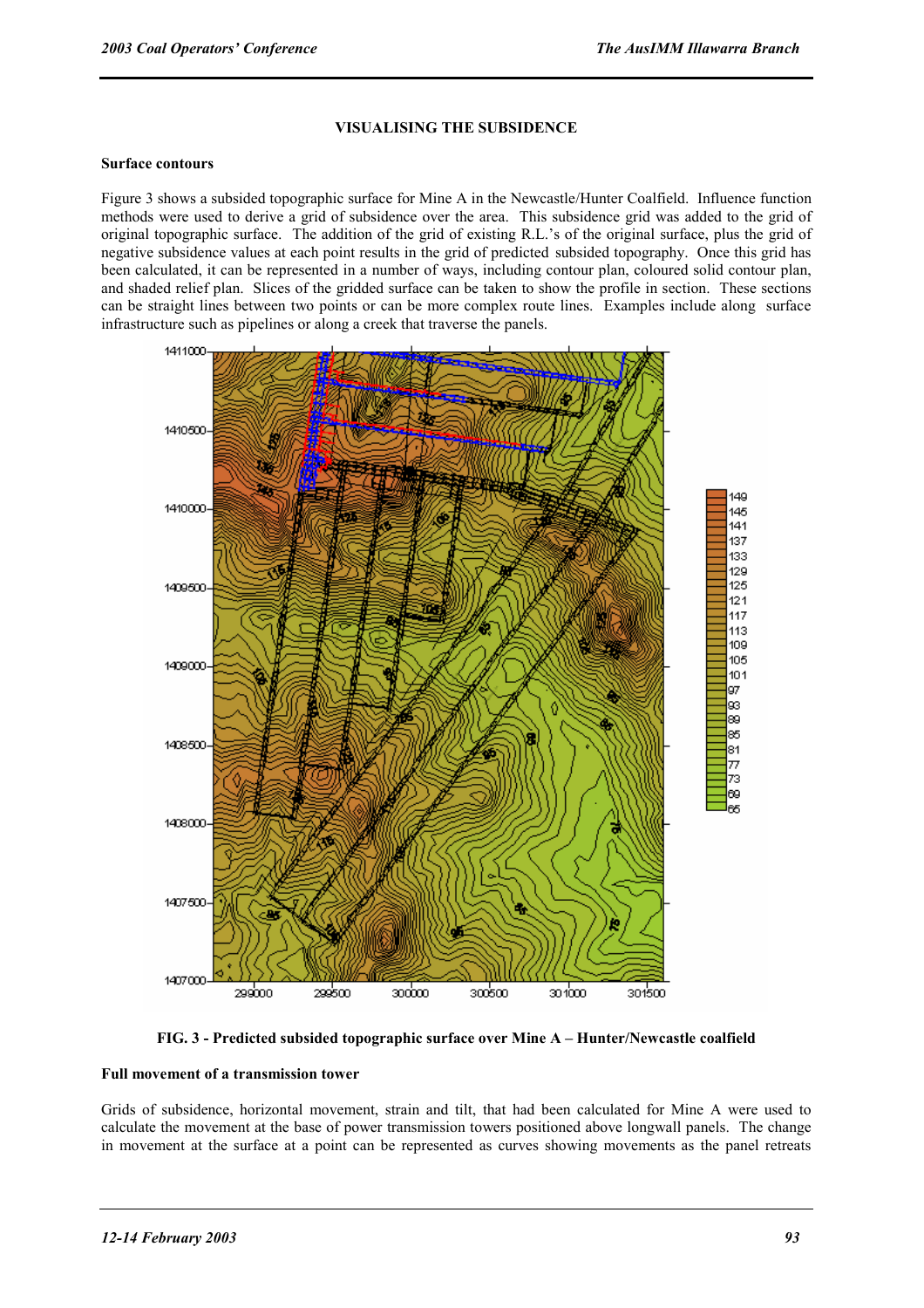## VISUALISING THE SUBSIDENCE

### Surface contours

Figure 3 shows a subsided topographic surface for Mine A in the Newcastle/Hunter Coalfield. Influence function methods were used to derive a grid of subsidence over the area. This subsidence grid was added to the grid of original topographic surface. The addition of the grid of existing R.L.'s of the original surface, plus the grid of negative subsidence values at each point results in the grid of predicted subsided topography. Once this grid has been calculated, it can be represented in a number of ways, including contour plan, coloured solid contour plan, and shaded relief plan. Slices of the gridded surface can be taken to show the profile in section. These sections can be straight lines between two points or can be more complex route lines. Examples include along surface infrastructure such as pipelines or along a creek that traverse the panels.

**FIG. 3 - Predicted subsided topographic surface over Mine A – Hunter/Newcastle coalfield**

### Full movement of a transmission tower

Grids of subsidence, horizontal movement, strain and tilt, that had been calculated for Mine A were used to calculate the movement at the base of power transmission towers positioned above longwall panels. The change in movement at the surface at a point can be represented as curves showing movements as the panel retreats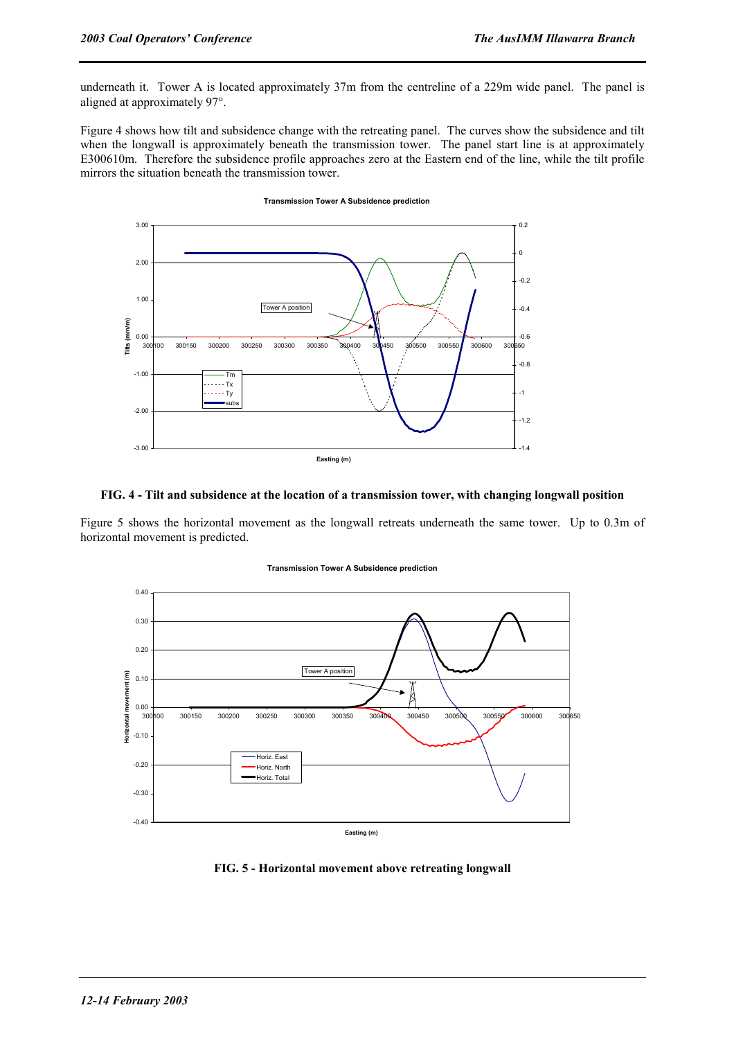underneath it. Tower A is located approximately 37m from the centreline of a 229m wide panel. The panel is aligned at approximately 97°.

Figure 4 shows how tilt and subsidence change with the retreating panel. The curves show the subsidence and tilt when the longwall is approximately beneath the transmission tower. The panel start line is at approximately E300610m. Therefore the subsidence profile approaches zero at the Eastern end of the line, while the tilt profile mirrors the situation beneath the transmission tower.

**FIG. 4 - Tilt and subsidence at the location of a transmission tower, with changing longwall position**

Figure 5 shows the horizontal movement as the longwall retreats underneath the same tower. Up to 0.3m of horizontal movement is predicted.

**FIG. 5 - Horizontal movement above retreating longwall**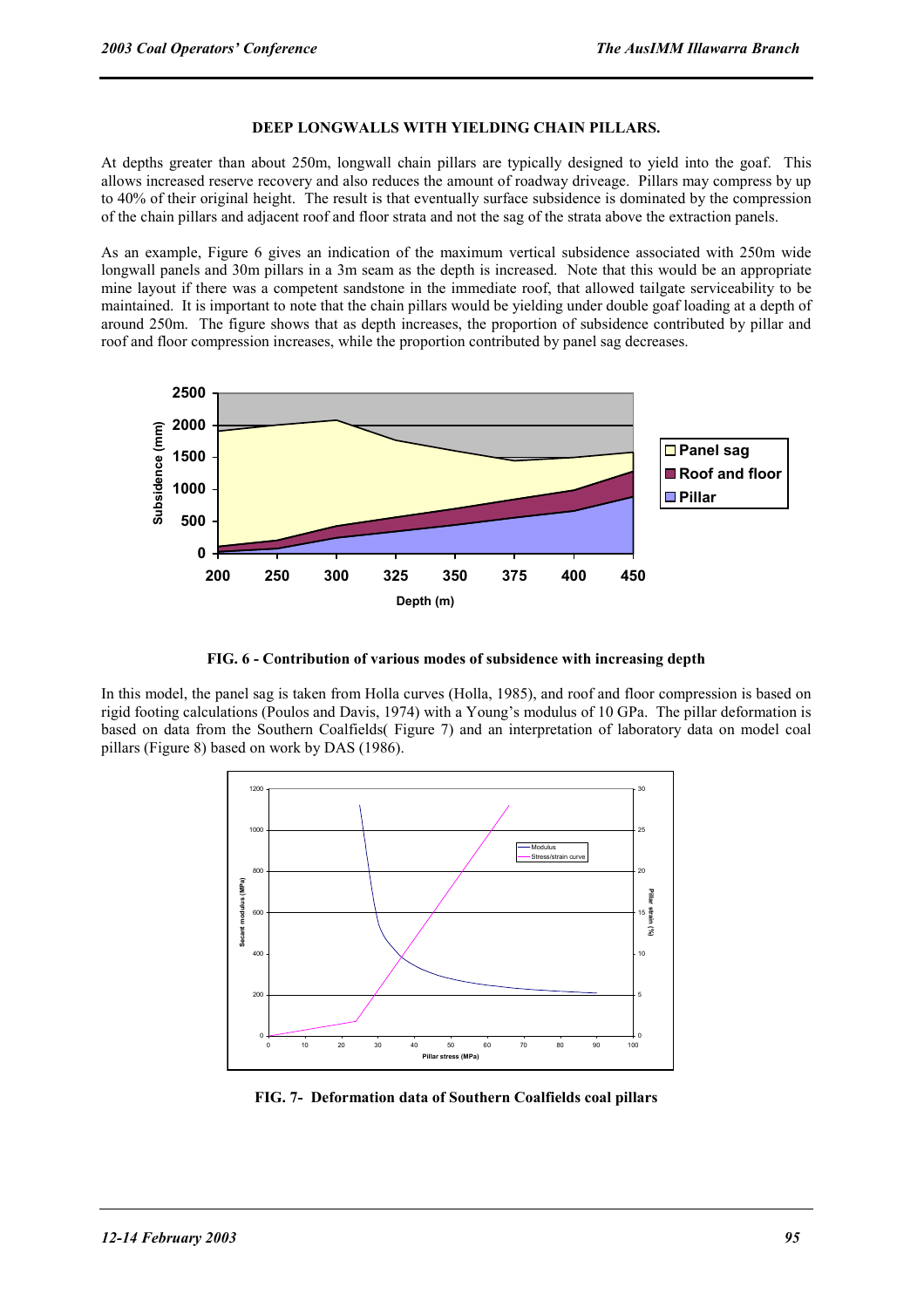### DEEP LONGWALLS WITH YIELDING CHAIN PILLARS.

At depths greater than about 250m, longwall chain pillars are typically designed to yield into the goaf. This allows increased reserve recovery and also reduces the amount of roadway driveage. Pillars may compress by up to 40% of their original height. The result is that eventually surface subsidence is dominated by the compression of the chain pillars and adjacent roof and floor strata and not the sag of the strata above the extraction panels.

As an example, Figure 6 gives an indication of the maximum vertical subsidence associated with 250m wide longwall panels and 30m pillars in a 3m seam as the depth is increased. Note that this would be an appropriate mine layout if there was a competent sandstone in the immediate roof, that allowed tailgate serviceability to be maintained. It is important to note that the chain pillars would be yielding under double goaf loading at a depth of around 250m. The figure shows that as depth increases, the proportion of subsidence contributed by pillar and roof and floor compression increases, while the proportion contributed by panel sag decreases.

**FIG. 6 - Contribution of various modes of subsidence with increasing depth**

In this model, the panel sag is taken from Holla curves (Holla, 1985), and roof and floor compression is based on rigid footing calculations (Poulos and Davis, 1974) with a Young's modulus of 10 GPa. The pillar deformation is based on data from the Southern Coalfields( Figure 7) and an interpretation of laboratory data on model coal pillars (Figure 8) based on work by DAS (1986).

**FIG. 7- Deformation data of Southern Coalfields coal pillars**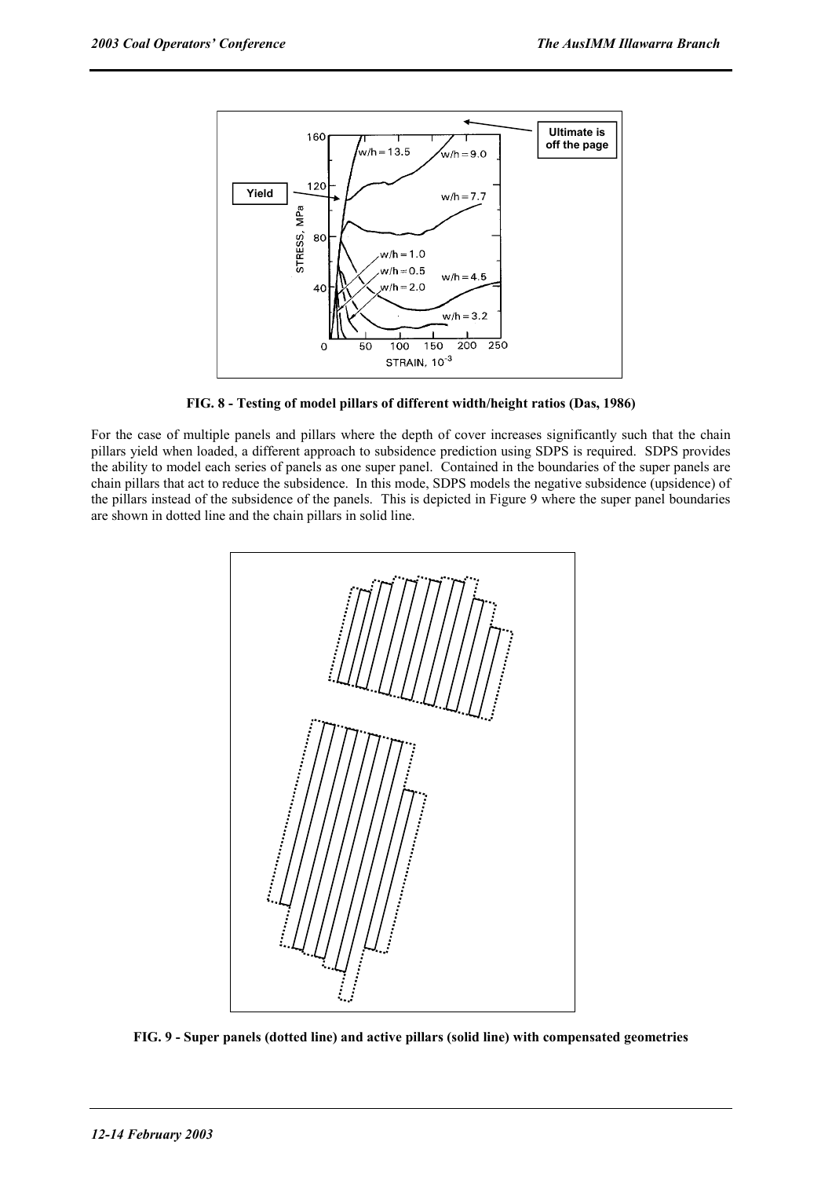FIG. 8 - Testing of model pillars of different width/height ratios (Das, 1986)

For the case of multiple panels and pillars where the depth of cover increases significantly such that the chain pillars yield when loaded, a different approach to subsidence prediction using SDPS is required. SDPS provides the ability to model each series of panels as one super panel. Contained in the boundaries of the super panels are chain pillars that act to reduce the subsidence. In this mode, SDPS models the negative subsidence (upsidence) of the pillars instead of the subsidence of the panels. This is depicted in Figure 9 where the super panel boundaries are shown in dotted line and the chain pillars in solid line.

FIG. 9 - Super panels (dotted line) and active pillars (solid line) with compensated geometries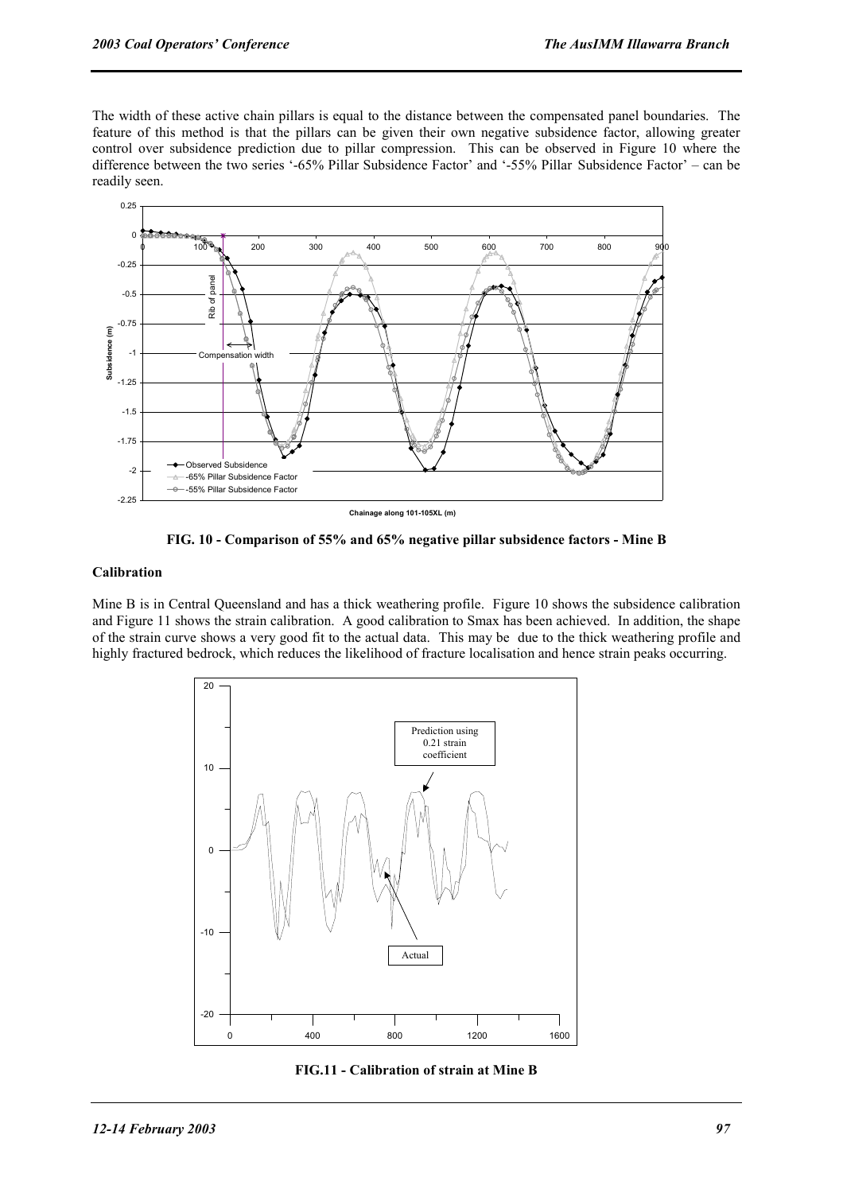The width of these active chain pillars is equal to the distance between the compensated panel boundaries. The feature of this method is that the pillars can be given their own negative subsidence factor, allowing greater control over subsidence prediction due to pillar compression. This can be observed in Figure 10 where the difference between the two series '-65% Pillar Subsidence Factor' and '-55% Pillar Subsidence Factor' – can be readily seen.

**FIG. 10 - Comparison of 55% and 65% negative pillar subsidence factors - Mine B**

### Calibration

Mine B is in Central Queensland and has a thick weathering profile. Figure 10 shows the subsidence calibration and Figure 11 shows the strain calibration. A good calibration to Smax has been achieved. In addition, the shape of the strain curve shows a very good fit to the actual data. This may be due to the thick weathering profile and highly fractured bedrock, which reduces the likelihood of fracture localisation and hence strain peaks occurring.

**FIG.11 - Calibration of strain at Mine B**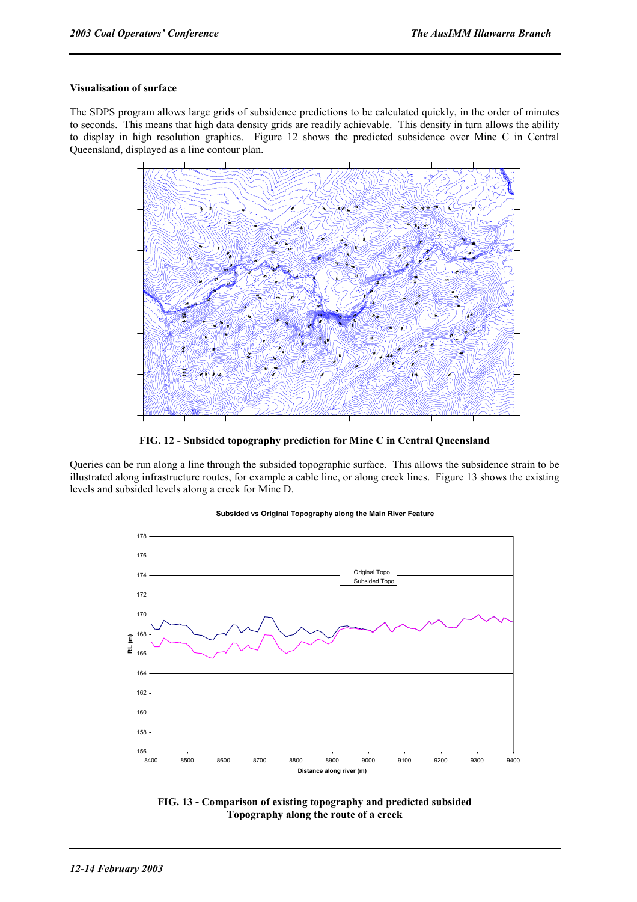#### Visualisation of surface

The SDPS program allows large grids of subsidence predictions to be calculated quickly, in the order of minutes to seconds. This means that high data density grids are readily achievable. This density in turn allows the ability to display in high resolution graphics. Figure 12 shows the predicted subsidence over Mine C in Central Queensland, displayed as a line contour plan.

**FIG. 12 - Subsided topography prediction for Mine C in Central Queensland**

Queries can be run along a line through the subsided topographic surface. This allows the subsidence strain to be illustrated along infrastructure routes, for example a cable line, or along creek lines. Figure 13 shows the existing levels and subsided levels along a creek for Mine D.

**FIG. 13 - Comparison of existing topography and predicted subsided Topography along the route of a creek**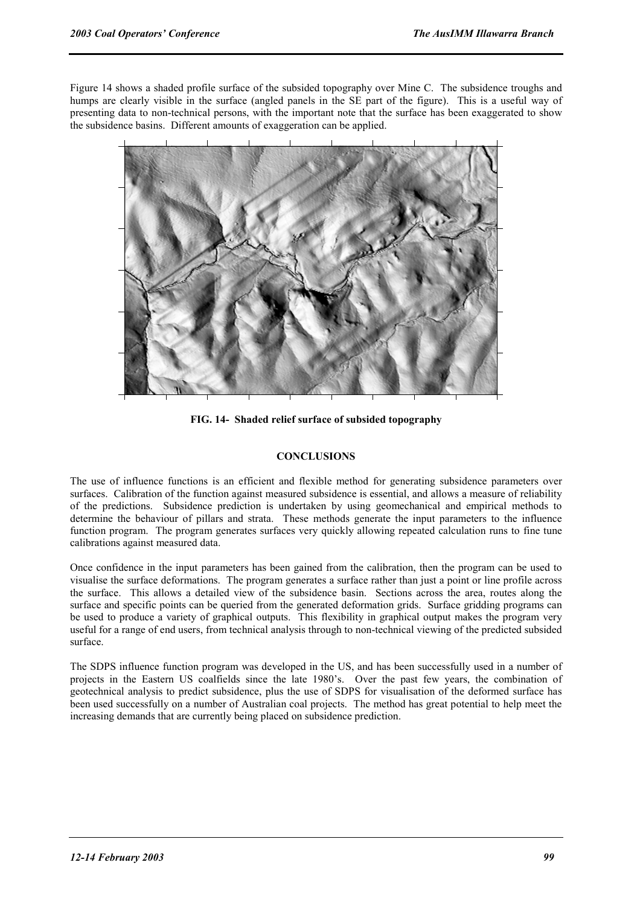Figure 14 shows a shaded profile surface of the subsided topography over Mine C. The subsidence troughs and humps are clearly visible in the surface (angled panels in the SE part of the figure). This is a useful way of presenting data to non-technical persons, with the important note that the surface has been exaggerated to show the subsidence basins. Different amounts of exaggeration can be applied.

**FIG. 14- Shaded relief surface of subsided topography**

## CONCLUSIONS

The use of influence functions is an efficient and flexible method for generating subsidence parameters over surfaces. Calibration of the function against measured subsidence is essential, and allows a measure of reliability of the predictions. Subsidence prediction is undertaken by using geomechanical and empirical methods to determine the behaviour of pillars and strata. These methods generate the input parameters to the influence function program. The program generates surfaces very quickly allowing repeated calculation runs to fine tune calibrations against measured data.

Once confidence in the input parameters has been gained from the calibration, then the program can be used to visualise the surface deformations. The program generates a surface rather than just a point or line profile across the surface. This allows a detailed view of the subsidence basin. Sections across the area, routes along the surface and specific points can be queried from the generated deformation grids. Surface gridding programs can be used to produce a variety of graphical outputs. This flexibility in graphical output makes the program very useful for a range of end users, from technical analysis through to non-technical viewing of the predicted subsided surface.

The SDPS influence function program was developed in the US, and has been successfully used in a number of projects in the Eastern US coalfields since the late 1980's. Over the past few years, the combination of geotechnical analysis to predict subsidence, plus the use of SDPS for visualisation of the deformed surface has been used successfully on a number of Australian coal projects. The method has great potential to help meet the increasing demands that are currently being placed on subsidence prediction.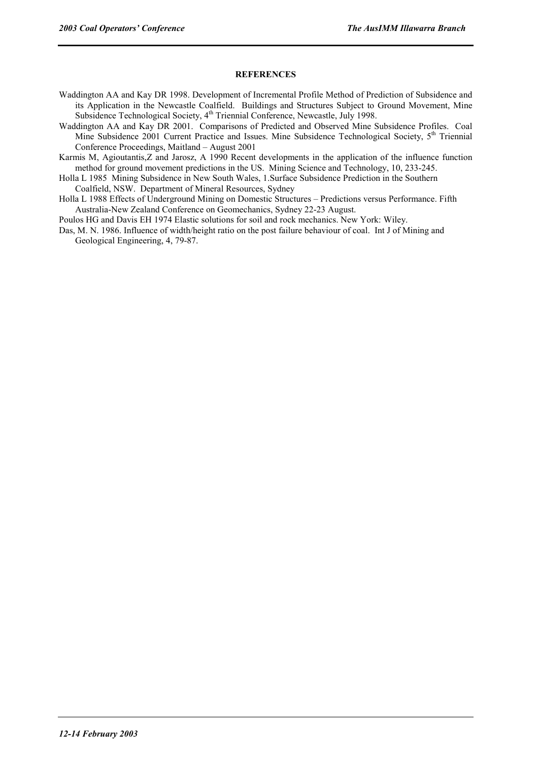**REFERENCES**

Waddington AA and Kay DR 1998. Development of Incremental Profile Method of Prediction of Subsidence and its Application in the Newcastle Coalfield. Buildings and Structures Subject to Ground Movement, Mine Subsidence Technological Society, 4th Triennial Conference, Newcastle, July 1998.

Waddington AA and Kay DR 2001. Comparisons of Predicted and Observed Mine Subsidence Profiles. Coal Mine Subsidence 2001 Current Practice and Issues. Mine Subsidence Technological Society, 5th Triennial Conference Proceedings, Maitland – August 2001

Karmis M, Agioutantis,Z and Jarosz, A 1990 Recent developments in the application of the influence function method for ground movement predictions in the US. Mining Science and Technology, 10, 233-245.

Holla L 1985 Mining Subsidence in New South Wales, 1.Surface Subsidence Prediction in the Southern Coalfield, NSW. Department of Mineral Resources, Sydney

Holla L 1988 Effects of Underground Mining on Domestic Structures – Predictions versus Performance. Fifth Australia-New Zealand Conference on Geomechanics, Sydney 22-23 August.

Poulos HG and Davis EH 1974 Elastic solutions for soil and rock mechanics. New York: Wiley.

Das, M. N. 1986. Influence of width/height ratio on the post failure behaviour of coal. Int J of Mining and Geological Engineering, 4, 79-87.